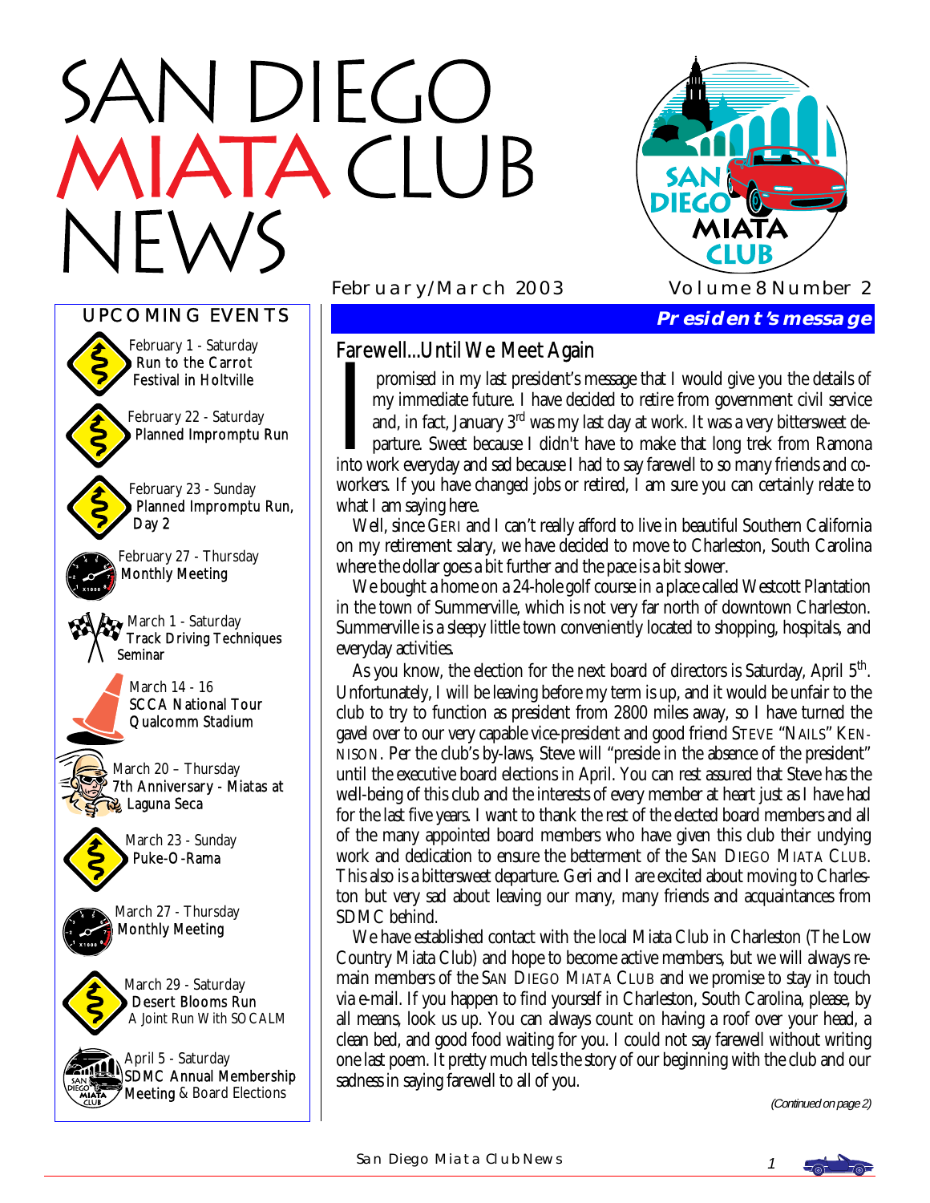# SAN DIEGO MIATA CLUB NEWS

February/March 2003 Volume 8 Number 2

## UPCOMING EVENTS

- February 1 - Saturday  
  Run to the Carrot Festival in Holtville
- February 22 - Saturday  
  Planned Impromptu Run
- February 23 - Sunday  
  Planned Impromptu Run, Day 2
- February 27 - Thursday  
  Monthly Meeting
- March 1 - Saturday  
  Track Driving Techniques Seminar
- March 14 - 16  
  SCCA National Tour Qualcomm Stadium
- March 20 – Thursday  
  7th Anniversary - Miatas at Laguna Seca
- March 23 - Sunday  
  Puke-O-Rama
- March 27 - Thursday  
  Monthly Meeting
- March 29 - Saturday  
  Desert Blooms Run  
  A Joint Run With SOCALM
- April 5 - Saturday  
  SDMC Annual Membership Meeting & Board Elections

## President's message

### Farewell...Until We Meet Again

I promised in my last president's message that I would give you the details of my immediate future. I have decided to retire from government civil service and, in fact, January 3rd was my last day at work. It was a very bittersweet departure. Sweet because I didn't have to make that long trek from Ramona into work everyday and sad because I had to say farewell to so many friends and co-workers. If you have changed jobs or retired, I am sure you can certainly relate to what I am saying here.

Well, since Geri and I can't really afford to live in beautiful Southern California on my retirement salary, we have decided to move to Charleston, South Carolina where the dollar goes a bit further and the pace is a bit slower.

We bought a home on a 24-hole golf course in a place called Westcott Plantation in the town of Summerville, which is not very far north of downtown Charleston. Summerville is a sleepy little town conveniently located to shopping, hospitals, and everyday activities.

As you know, the election for the next board of directors is Saturday, April 5th. Unfortunately, I will be leaving before my term is up, and it would be unfair to the club to try to function as president from 2800 miles away, so I have turned the gavel over to our very capable vice-president and good friend Steve "Nails" Kennison. Per the club's by-laws, Steve will "preside in the absence of the president" until the executive board elections in April. You can rest assured that Steve has the well-being of this club and the interests of every member at heart just as I have had for the last five years. I want to thank the rest of the elected board members and all of the many appointed board members who have given this club their undying work and dedication to ensure the betterment of the San Diego Miata Club. This also is a bittersweet departure. Geri and I are excited about moving to Charleston but very sad about leaving our many, many friends and acquaintances from SDMC behind.

We have established contact with the local Miata Club in Charleston (The Low Country Miata Club) and hope to become active members, but we will always remain members of the San Diego Miata Club and we promise to stay in touch via e-mail. If you happen to find yourself in Charleston, South Carolina, please, by all means, look us up. You can always count on having a roof over your head, a clean bed, and good food waiting for you. I could not say farewell without writing one last poem. It pretty much tells the story of our beginning with the club and our sadness in saying farewell to all of you.

*(Continued on page 2)*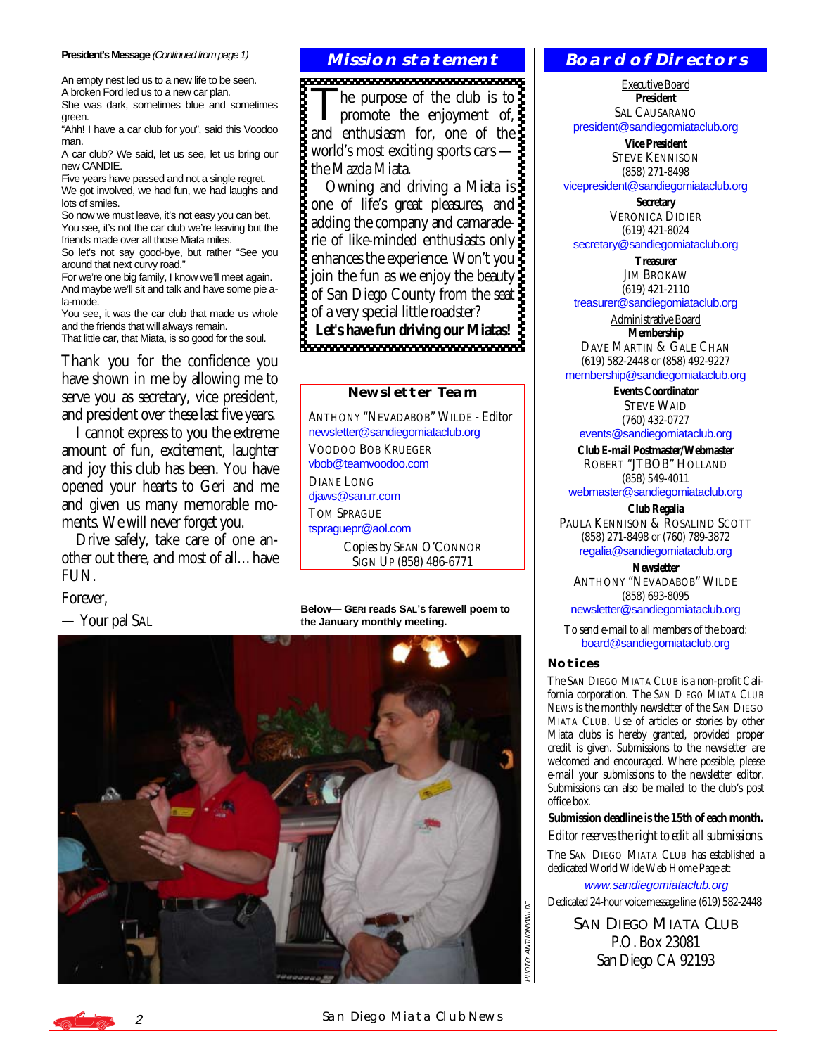**President's Message** *(Continued from page 1)*

An empty nest led us to a new life to be seen.
A broken Ford led us to a new car plan.
She was dark, sometimes blue and sometimes green.
"Ahh! I have a car club for you", said this Voodoo man.
A car club? We said, let us see, let us bring our new CANDIE.
Five years have passed and not a single regret.
We got involved, we had fun, we had laughs and lots of smiles.
So now we must leave, it's not easy you can bet.
You see, it's not the car club we're leaving but the friends made over all those Miata miles.
So let's not say good-bye, but rather "See you around that next curvy road."
For we're one big family, I know we'll meet again.
And maybe we'll sit and talk and have some pie a-la-mode.
You see, it was the car club that made us whole and the friends that will always remain.
That little car, that Miata, is so good for the soul.

Thank you for the confidence you have shown in me by allowing me to serve you as secretary, vice president, and president over these last five years.

I cannot express to you the extreme amount of fun, excitement, laughter and joy this club has been. You have opened your hearts to Geri and me and given us many memorable moments. We will never forget you.

Drive safely, take care of one another out there, and most of all…have FUN.

Forever,

— Your pal SAL

## Mission statement

The purpose of the club is to promote the enjoyment of, and enthusiasm for, one of the world's most exciting sports cars — the Mazda Miata.

Owning and driving a Miata is one of life's great pleasures, and adding the company and camaraderie of like-minded enthusiasts only enhances the experience. Won't you join the fun as we enjoy the beauty of San Diego County from the seat of a very special little roadster?

**Let's have fun driving our Miatas!**

### Newsletter Team

ANTHONY "NEVADABOB" WILDE - Editor
newsletter@sandiegomiataclub.org

VOODOO BOB KRUEGER
vbob@teamvoodoo.com

DIANE LONG
djaws@san.rr.com

TOM SPRAGUE
tspraguepr@aol.com

Copies by SEAN O'CONNOR
SIGN UP (858) 486-6771

**Below— GERI reads SAL's farewell poem to the January monthly meeting.**

PHOTO: ANTHONY WILDE

## Board of Directors

Executive Board

**President**
SAL CAUSARANO
president@sandiegomiataclub.org

**Vice President**
STEVE KENNISON
(858) 271-8498
vicepresident@sandiegomiataclub.org

**Secretary**
VERONICA DIDIER
(619) 421-8024
secretary@sandiegomiataclub.org

**Treasurer**
JIM BROKAW
(619) 421-2110
treasurer@sandiegomiataclub.org

Administrative Board

**Membership**
DAVE MARTIN & GALE CHAN
(619) 582-2448 or (858) 492-9227
membership@sandiegomiataclub.org

**Events Coordinator**
STEVE WAID
(760) 432-0727
events@sandiegomiataclub.org

**Club E-mail Postmaster/Webmaster**
ROBERT "JTBOB" HOLLAND
(858) 549-4011
webmaster@sandiegomiataclub.org

**Club Regalia**
PAULA KENNISON & ROSALIND SCOTT
(858) 271-8498 or (760) 789-3872
regalia@sandiegomiataclub.org

**Newsletter**
ANTHONY "NEVADABOB" WILDE
(858) 693-8095
newsletter@sandiegomiataclub.org

To send e-mail to all members of the board:
board@sandiegomiataclub.org

### Notices

The SAN DIEGO MIATA CLUB is a non-profit California corporation. The SAN DIEGO MIATA CLUB NEWS is the monthly newsletter of the SAN DIEGO MIATA CLUB. Use of articles or stories by other Miata clubs is hereby granted, provided proper credit is given. Submissions to the newsletter are welcomed and encouraged. Where possible, please e-mail your submissions to the newsletter editor. Submissions can also be mailed to the club's post office box.

**Submission deadline is the 15th of each month.**

Editor reserves the right to edit all submissions.

The SAN DIEGO MIATA CLUB has established a dedicated World Wide Web Home Page at:

*www.sandiegomiataclub.org*

Dedicated 24-hour voice message line: (619) 582-2448

SAN DIEGO MIATA CLUB
P.O. Box 23081
San Diego CA 92193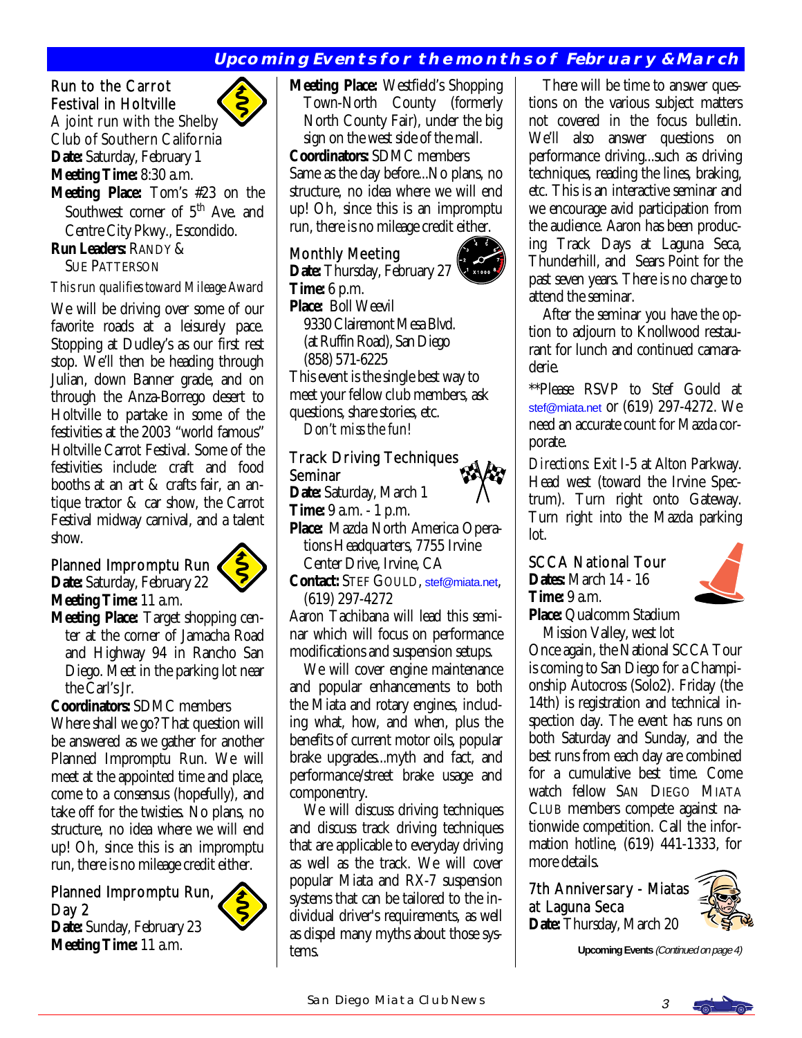## Upcoming Events for the months of February & March

### Run to the Carrot Festival in Holtville

A joint run with the Shelby Club of Southern California

**Date:** Saturday, February 1

**Meeting Time:** 8:30 a.m.

**Meeting Place:** Tom's #23 on the Southwest corner of 5th Ave. and Centre City Pkwy., Escondido.

**Run Leaders:** Randy & Sue Patterson

*This run qualifies toward Mileage Award*

We will be driving over some of our favorite roads at a leisurely pace. Stopping at Dudley's as our first rest stop. We'll then be heading through Julian, down Banner grade, and on through the Anza-Borrego desert to Holtville to partake in some of the festivities at the 2003 "world famous" Holtville Carrot Festival. Some of the festivities include: craft and food booths at an art & crafts fair, an antique tractor & car show, the Carrot Festival midway carnival, and a talent show.

### Planned Impromptu Run

**Date:** Saturday, February 22

**Meeting Time:** 11 a.m.

**Meeting Place:** Target shopping center at the corner of Jamacha Road and Highway 94 in Rancho San Diego. Meet in the parking lot near the Carl's Jr.

**Coordinators:** SDMC members

Where shall we go? That question will be answered as we gather for another Planned Impromptu Run. We will meet at the appointed time and place, come to a consensus (hopefully), and take off for the twisties. No plans, no structure, no idea where we will end up! Oh, since this is an impromptu run, there is no mileage credit either.

### Planned Impromptu Run, Day 2

**Date:** Sunday, February 23

**Meeting Time:** 11 a.m.

**Meeting Place:** Westfield's Shopping Town-North County (formerly North County Fair), under the big sign on the west side of the mall.

**Coordinators:** SDMC members

Same as the day before...No plans, no structure, no idea where we will end up! Oh, since this is an impromptu run, there is no mileage credit either.

### Monthly Meeting

**Date:** Thursday, February 27

**Time:** 6 p.m.

**Place:** Boll Weevil
9330 Clairemont Mesa Blvd.
(at Ruffin Road), San Diego
(858) 571-6225

This event is the single best way to meet your fellow club members, ask questions, share stories, etc.

*Don't miss the fun!*

### Track Driving Techniques Seminar

**Date:** Saturday, March 1

**Time:** 9 a.m. - 1 p.m.

**Place:** Mazda North America Operations Headquarters, 7755 Irvine Center Drive, Irvine, CA

**Contact:** Stef Gould, stef@miata.net, (619) 297-4272

Aaron Tachibana will lead this seminar which will focus on performance modifications and suspension setups.

We will cover engine maintenance and popular enhancements to both the Miata and rotary engines, including what, how, and when, plus the benefits of current motor oils, popular brake upgrades...myth and fact, and performance/street brake usage and componentry.

We will discuss driving techniques and discuss track driving techniques that are applicable to everyday driving as well as the track. We will cover popular Miata and RX-7 suspension systems that can be tailored to the individual driver's requirements, as well as dispel many myths about those systems.

There will be time to answer questions on the various subject matters not covered in the focus bulletin. We'll also answer questions on performance driving...such as driving techniques, reading the lines, braking, etc. This is an interactive seminar and we encourage avid participation from the audience. Aaron has been producing Track Days at Laguna Seca, Thunderhill, and Sears Point for the past seven years. There is no charge to attend the seminar.

After the seminar you have the option to adjourn to Knollwood restaurant for lunch and continued camaraderie.

**Please RSVP to Stef Gould at stef@miata.net or (619) 297-4272. We need an accurate count for Mazda corporate.

*Directions:* Exit I-5 at Alton Parkway. Head west (toward the Irvine Spectrum). Turn right onto Gateway. Turn right into the Mazda parking lot.

### SCCA National Tour

**Dates:** March 14 - 16

**Time:** 9 a.m.

**Place:** Qualcomm Stadium
Mission Valley, west lot

Once again, the National SCCA Tour is coming to San Diego for a Championship Autocross (Solo2). Friday (the 14th) is registration and technical inspection day. The event has runs on both Saturday and Sunday, and the best runs from each day are combined for a cumulative best time. Come watch fellow San Diego Miata Club members compete against nationwide competition. Call the information hotline, (619) 441-1333, for more details.

### 7th Anniversary - Miatas at Laguna Seca

**Date:** Thursday, March 20

**Upcoming Events** *(Continued on page 4)*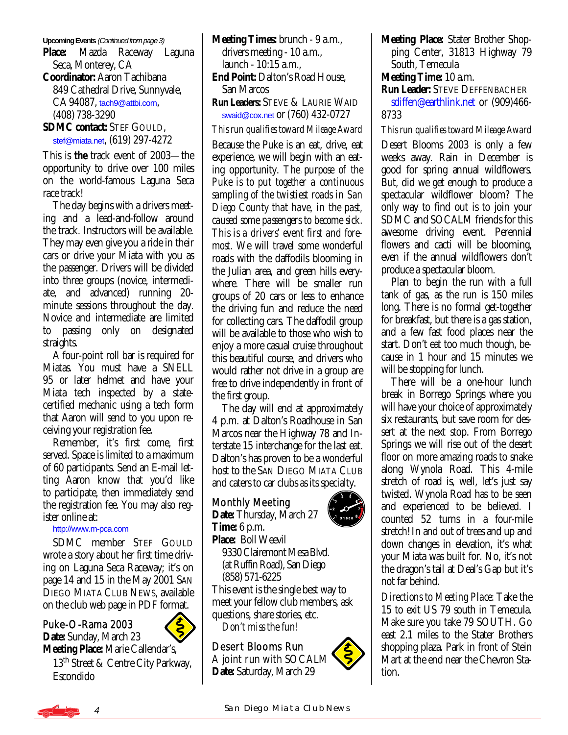**Upcoming Events** *(Continued from page 3)*

**Place:** Mazda Raceway Laguna Seca, Monterey, CA

**Coordinator:** Aaron Tachibana
849 Cathedral Drive, Sunnyvale, CA 94087, tach9@attbi.com,
(408) 738-3290

**SDMC contact:** STEF GOULD, stef@miata.net, (619) 297-4272

This is **the** track event of 2003—the opportunity to drive over 100 miles on the world-famous Laguna Seca race track!

The day begins with a drivers meeting and a lead-and-follow around the track. Instructors will be available. They may even give you a ride in their cars or drive your Miata with you as the passenger. Drivers will be divided into three groups (novice, intermediate, and advanced) running 20-minute sessions throughout the day. Novice and intermediate are limited to passing only on designated straights.

A four-point roll bar is required for Miatas. You must have a SNELL 95 or later helmet and have your Miata tech inspected by a state-certified mechanic using a tech form that Aaron will send to you upon receiving your registration fee.

Remember, it's first come, first served. Space is limited to a maximum of 60 participants. Send an E-mail letting Aaron know that you'd like to participate, then immediately send the registration fee. You may also register online at:

http://www.m-pca.com

SDMC member STEF GOULD wrote a story about her first time driving on Laguna Seca Raceway; it's on page 14 and 15 in the May 2001 SAN DIEGO MIATA CLUB NEWS, available on the club web page in PDF format.

## Puke-O-Rama 2003

**Date:** Sunday, March 23

**Meeting Place:** Marie Callendar's, 13th Street & Centre City Parkway, Escondido

**Meeting Times:** brunch - 9 a.m., drivers meeting - 10 a.m., launch - 10:15 a.m.,

**End Point:** Dalton's Road House, San Marcos

**Run Leaders:** STEVE & LAURIE WAID swaid@cox.net or (760) 432-0727

*This run qualifies toward Mileage Award*

Because the Puke is an eat, drive, eat experience, we will begin with an eating opportunity. *The purpose of the Puke is to put together a continuous sampling of the twistiest roads in San Diego County that have, in the past, caused some passengers to become sick. This is a drivers' event first and foremost.* We will travel some wonderful roads with the daffodils blooming in the Julian area, and green hills everywhere. There will be smaller run groups of 20 cars or less to enhance the driving fun and reduce the need for collecting cars. The daffodil group will be available to those who wish to enjoy a more casual cruise throughout this beautiful course, and drivers who would rather not drive in a group are free to drive independently in front of the first group.

The day will end at approximately 4 p.m. at Dalton's Roadhouse in San Marcos near the Highway 78 and Interstate 15 interchange for the last eat. Dalton's has proven to be a wonderful host to the SAN DIEGO MIATA CLUB and caters to car clubs as its specialty.

## Monthly Meeting

**Date:** Thursday, March 27

**Time:** 6 p.m.

**Place:** Boll Weevil
9330 Clairemont Mesa Blvd.
(at Ruffin Road), San Diego
(858) 571-6225

This event is the single best way to meet your fellow club members, ask questions, share stories, etc. *Don't miss the fun!*

## Desert Blooms Run

*A joint run with SOCALM*

**Date:** Saturday, March 29

**Meeting Place:** Stater Brother Shopping Center, 31813 Highway 79 South, Temecula

**Meeting Time:** 10 a.m.

**Run Leader:** STEVE DEFFENBACHER sdiffen@earthlink.net or (909)466-8733

*This run qualifies toward Mileage Award*

Desert Blooms 2003 is only a few weeks away. Rain in December is good for spring annual wildflowers. But, did we get enough to produce a spectacular wildflower bloom? The only way to find out is to join your SDMC and SOCALM friends for this awesome driving event. Perennial flowers and cacti will be blooming, even if the annual wildflowers don't produce a spectacular bloom.

Plan to begin the run with a full tank of gas, as the run is 150 miles long. There is no formal get-together for breakfast, but there is a gas station, and a few fast food places near the start. Don't eat too much though, because in 1 hour and 15 minutes we will be stopping for lunch.

There will be a one-hour lunch break in Borrego Springs where you will have your choice of approximately six restaurants, but save room for dessert at the next stop. From Borrego Springs we will rise out of the desert floor on more amazing roads to snake along Wynola Road. This 4-mile stretch of road is, well, let's just say twisted. Wynola Road has to be seen and experienced to be believed. I counted 52 turns in a four-mile stretch! In and out of trees and up and down changes in elevation, it's what your Miata was built for. No, it's not the dragon's tail at Deal's Gap but it's not far behind.

*Directions to Meeting Place:* Take the 15 to exit US 79 south in Temecula. Make sure you take 79 SOUTH. Go east 2.1 miles to the Stater Brothers shopping plaza. Park in front of Stein Mart at the end near the Chevron Station.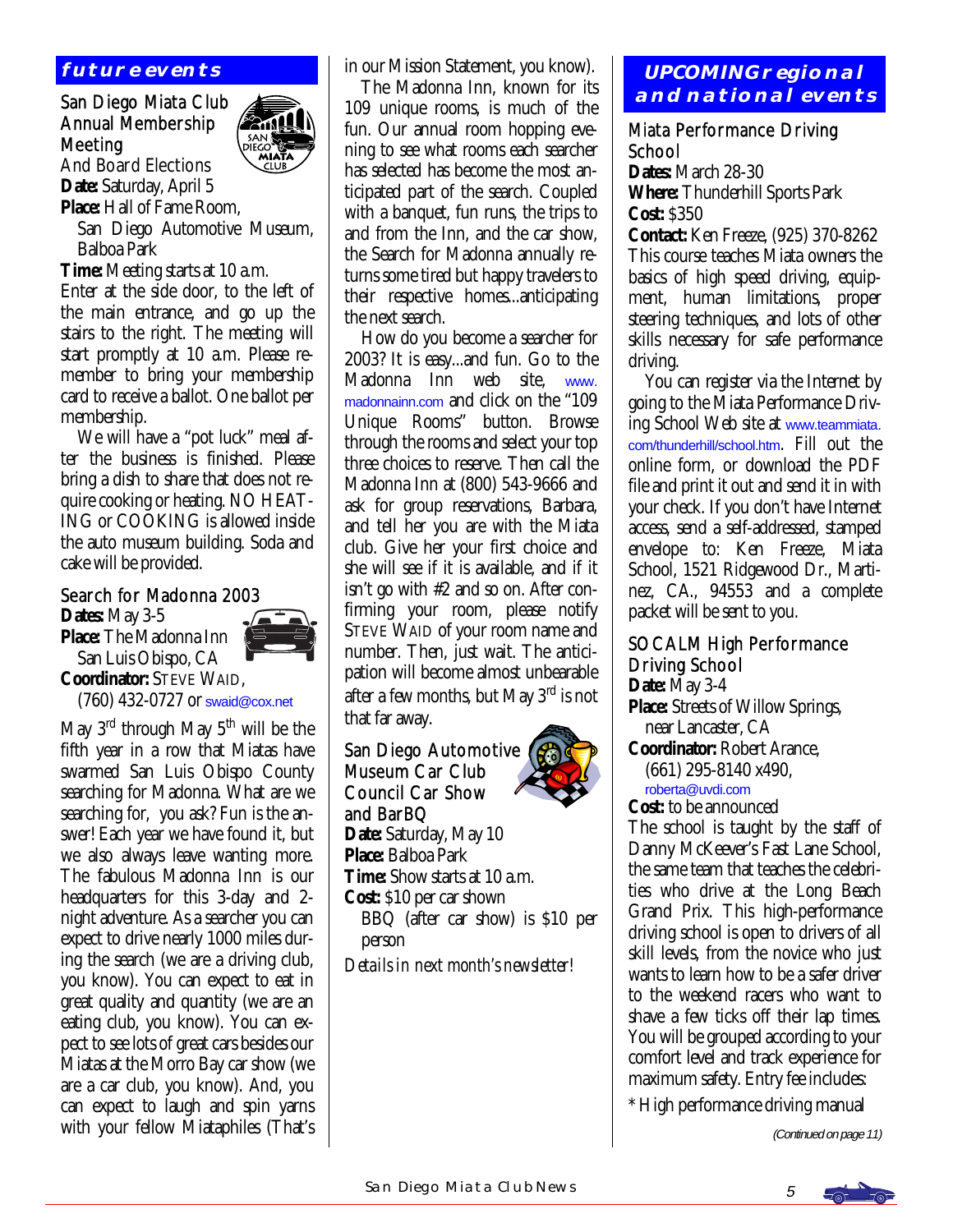## future events

### San Diego Miata Club Annual Membership Meeting

And Board Elections

**Date:** Saturday, April 5

**Place:** Hall of Fame Room, San Diego Automotive Museum, Balboa Park

**Time:** Meeting starts at 10 a.m.

Enter at the side door, to the left of the main entrance, and go up the stairs to the right. The meeting will start promptly at 10 a.m. Please remember to bring your membership card to receive a ballot. One ballot per membership.

We will have a "pot luck" meal after the business is finished. Please bring a dish to share that does not require cooking or heating. NO HEATING or COOKING is allowed inside the auto museum building. Soda and cake will be provided.

### Search for Madonna 2003

**Dates:** May 3-5

**Place:** The Madonna Inn San Luis Obispo, CA

**Coordinator:** STEVE WAID, (760) 432-0727 or swaid@cox.net

May 3rd through May 5th will be the fifth year in a row that Miatas have swarmed San Luis Obispo County searching for Madonna. What are we searching for, you ask? Fun is the answer! Each year we have found it, but we also always leave wanting more. The fabulous Madonna Inn is our headquarters for this 3-day and 2-night adventure. As a searcher you can expect to drive nearly 1000 miles during the search (we are a driving club, you know). You can expect to eat in great quality and quantity (we are an eating club, you know). You can expect to see lots of great cars besides our Miatas at the Morro Bay car show (we are a car club, you know). And, you can expect to laugh and spin yarns with your fellow Miataphiles (That's in our Mission Statement, you know).

The Madonna Inn, known for its 109 unique rooms, is much of the fun. Our annual room hopping evening to see what rooms each searcher has selected has become the most anticipated part of the search. Coupled with a banquet, fun runs, the trips to and from the Inn, and the car show, the Search for Madonna annually returns some tired but happy travelers to their respective homes...anticipating the next search.

How do you become a searcher for 2003? It is easy...and fun. Go to the Madonna Inn web site, www.madonnainn.com and click on the "109 Unique Rooms" button. Browse through the rooms and select your top three choices to reserve. Then call the Madonna Inn at (800) 543-9666 and ask for group reservations, Barbara, and tell her you are with the Miata club. Give her your first choice and she will see if it is available, and if it isn't go with #2 and so on. After confirming your room, please notify STEVE WAID of your room name and number. Then, just wait. The anticipation will become almost unbearable after a few months, but May 3rd is not that far away.

### San Diego Automotive Museum Car Club Council Car Show and BarBQ

**Date:** Saturday, May 10

**Place:** Balboa Park

**Time:** Show starts at 10 a.m.

**Cost:** $10 per car shown BBQ (after car show) is $10 per person

*Details in next month's newsletter!*

## UPCOMING regional and national events

### Miata Performance Driving School

**Dates:** March 28-30

**Where:** Thunderhill Sports Park

**Cost:** $350

**Contact:** Ken Freeze, (925) 370-8262

This course teaches Miata owners the basics of high speed driving, equipment, human limitations, proper steering techniques, and lots of other skills necessary for safe performance driving.

You can register via the Internet by going to the Miata Performance Driving School Web site at www.teammiata.com/thunderhill/school.htm. Fill out the online form, or download the PDF file and print it out and send it in with your check. If you don't have Internet access, send a self-addressed, stamped envelope to: Ken Freeze, Miata School, 1521 Ridgewood Dr., Martinez, CA., 94553 and a complete packet will be sent to you.

### SOCALM High Performance Driving School

**Date:** May 3-4

**Place:** Streets of Willow Springs, near Lancaster, CA

**Coordinator:** Robert Arance, (661) 295-8140 x490, roberta@uvdi.com

**Cost:** to be announced

The school is taught by the staff of Danny McKeever's Fast Lane School, the same team that teaches the celebrities who drive at the Long Beach Grand Prix. This high-performance driving school is open to drivers of all skill levels, from the novice who just wants to learn how to be a safer driver to the weekend racers who want to shave a few ticks off their lap times. You will be grouped according to your comfort level and track experience for maximum safety. Entry fee includes:

* High performance driving manual

*(Continued on page 11)*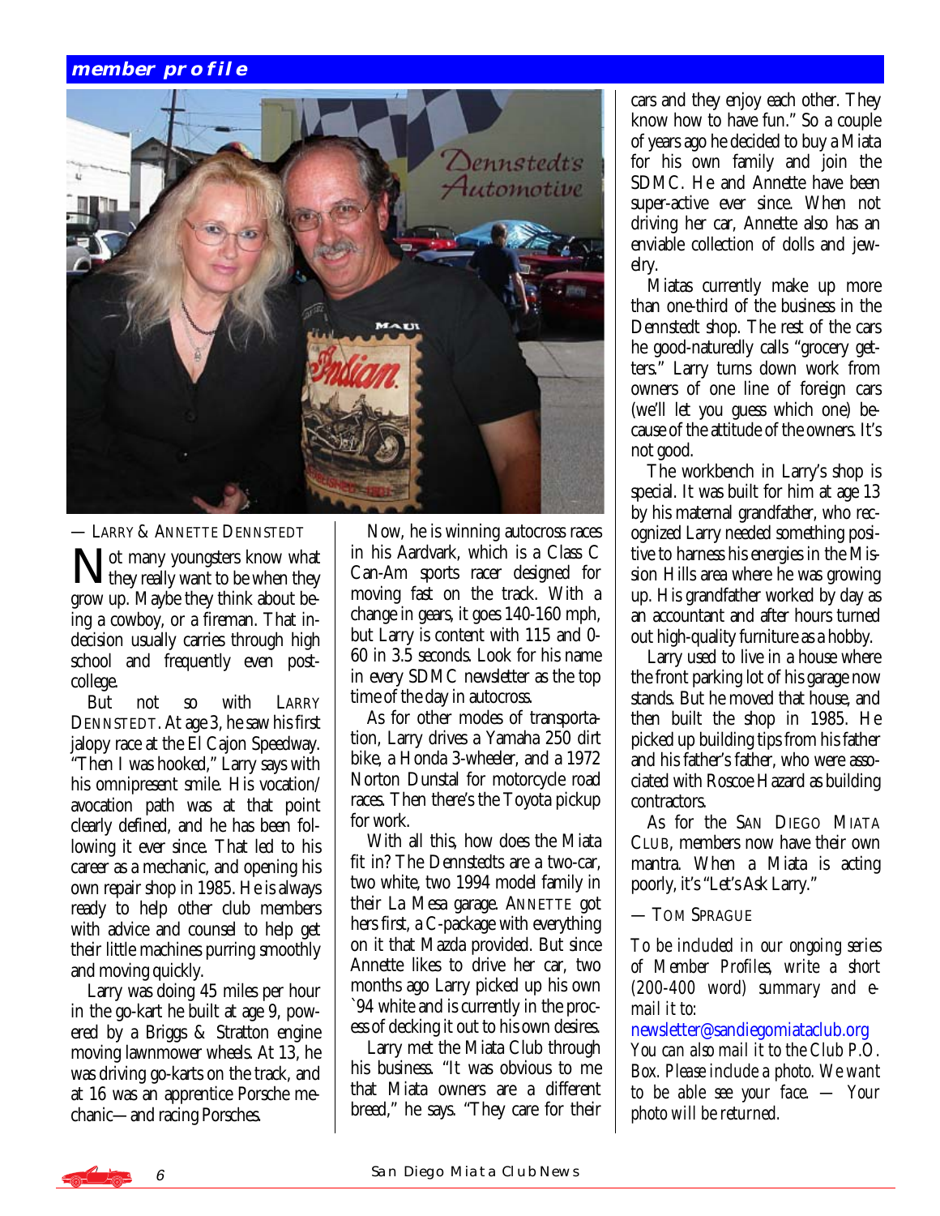## member profile

— LARRY & ANNETTE DENNSTEDT

Not many youngsters know what they really want to be when they grow up. Maybe they think about being a cowboy, or a fireman. That indecision usually carries through high school and frequently even post-college.

But not so with LARRY DENNSTEDT. At age 3, he saw his first jalopy race at the El Cajon Speedway. "Then I was hooked," Larry says with his omnipresent smile. His vocation/avocation path was at that point clearly defined, and he has been following it ever since. That led to his career as a mechanic, and opening his own repair shop in 1985. He is always ready to help other club members with advice and counsel to help get their little machines purring smoothly and moving quickly.

Larry was doing 45 miles per hour in the go-kart he built at age 9, powered by a Briggs & Stratton engine moving lawnmower wheels. At 13, he was driving go-karts on the track, and at 16 was an apprentice Porsche mechanic—and racing Porsches.

Now, he is winning autocross races in his Aardvark, which is a Class C Can-Am sports racer designed for moving fast on the track. With a change in gears, it goes 140-160 mph, but Larry is content with 115 and 0-60 in 3.5 seconds. Look for his name in every SDMC newsletter as the top time of the day in autocross.

As for other modes of transportation, Larry drives a Yamaha 250 dirt bike, a Honda 3-wheeler, and a 1972 Norton Dunstal for motorcycle road races. Then there's the Toyota pickup for work.

With all this, how does the Miata fit in? The Dennstedts are a two-car, two white, two 1994 model family in their La Mesa garage. ANNETTE got hers first, a C-package with everything on it that Mazda provided. But since Annette likes to drive her car, two months ago Larry picked up his own `94 white and is currently in the process of decking it out to his own desires.

Larry met the Miata Club through his business. "It was obvious to me that Miata owners are a different breed," he says. "They care for their cars and they enjoy each other. They know how to have fun." So a couple of years ago he decided to buy a Miata for his own family and join the SDMC. He and Annette have been super-active ever since. When not driving her car, Annette also has an enviable collection of dolls and jewelry.

Miatas currently make up more than one-third of the business in the Dennstedt shop. The rest of the cars he good-naturedly calls "grocery getters." Larry turns down work from owners of one line of foreign cars (we'll let you guess which one) because of the attitude of the owners. It's not good.

The workbench in Larry's shop is special. It was built for him at age 13 by his maternal grandfather, who recognized Larry needed something positive to harness his energies in the Mission Hills area where he was growing up. His grandfather worked by day as an accountant and after hours turned out high-quality furniture as a hobby.

Larry used to live in a house where the front parking lot of his garage now stands. But he moved that house, and then built the shop in 1985. He picked up building tips from his father and his father's father, who were associated with Roscoe Hazard as building contractors.

As for the SAN DIEGO MIATA CLUB, members now have their own mantra. When a Miata is acting poorly, it's "Let's Ask Larry."

— TOM SPRAGUE

*To be included in our ongoing series of Member Profiles, write a short (200-400 word) summary and e-mail it to:* newsletter@sandiegomiataclub.org *You can also mail it to the Club P.O. Box. Please include a photo. We want to be able see your face. — Your photo will be returned.*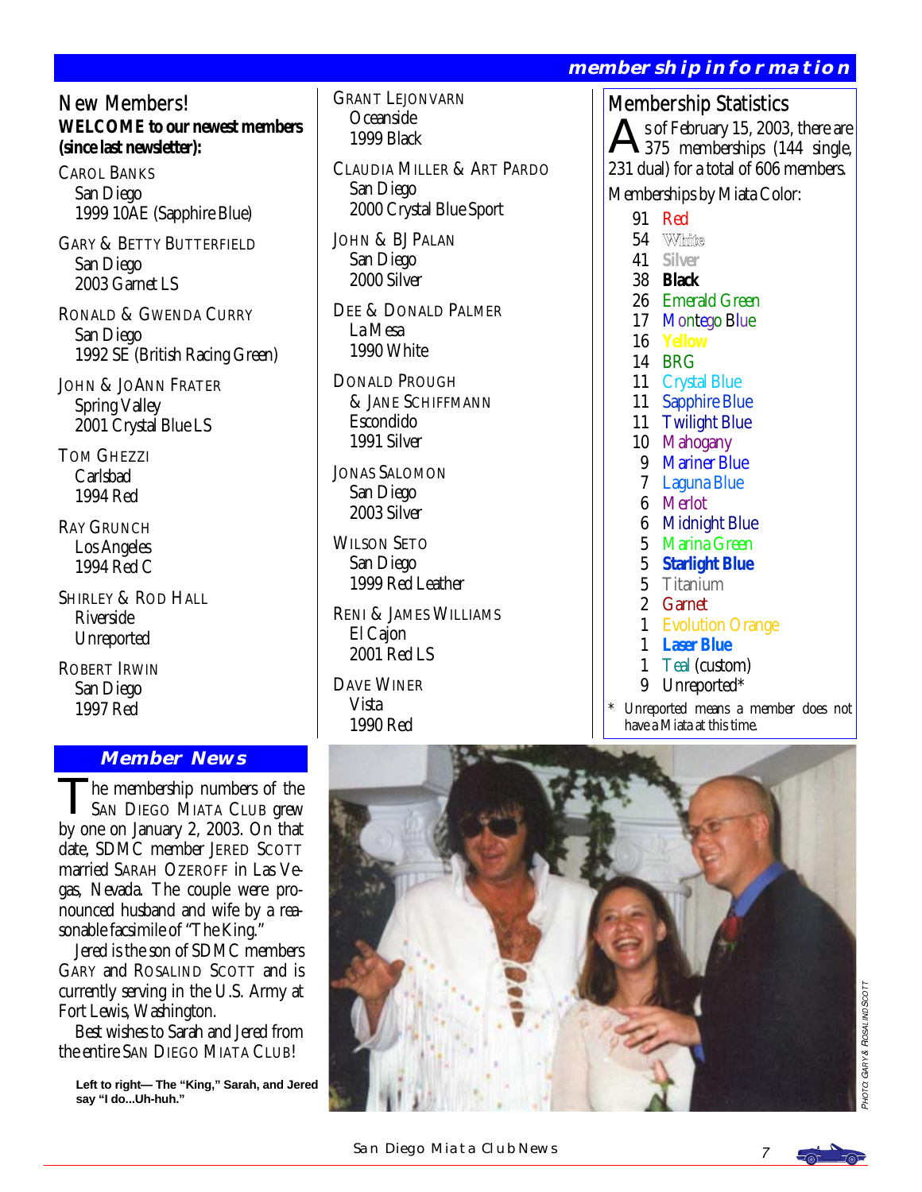## membership information

## New Members!

**WELCOME to our newest members (since last newsletter):**

CAROL BANKS
San Diego
1999 10AE (Sapphire Blue)

GARY & BETTY BUTTERFIELD
San Diego
2003 Garnet LS

RONALD & GWENDA CURRY
San Diego
1992 SE (British Racing Green)

JOHN & JOANN FRATER
Spring Valley
2001 Crystal Blue LS

TOM GHEZZI
Carlsbad
1994 Red

RAY GRUNCH
Los Angeles
1994 Red C

SHIRLEY & ROD HALL
Riverside
Unreported

ROBERT IRWIN
San Diego
1997 Red

GRANT LEJONVARN
Oceanside
1999 Black

CLAUDIA MILLER & ART PARDO
San Diego
2000 Crystal Blue Sport

JOHN & BJ PALAN
San Diego
2000 Silver

DEE & DONALD PALMER
La Mesa
1990 White

DONALD PROUGH & JANE SCHIFFMANN
Escondido
1991 Silver

JONAS SALOMON
San Diego
2003 Silver

WILSON SETO
San Diego
1999 Red Leather

RENI & JAMES WILLIAMS
El Cajon
2001 Red LS

DAVE WINER
Vista
1990 Red

## Membership Statistics

As of February 15, 2003, there are 375 memberships (144 single, 231 dual) for a total of 606 members.

Memberships by Miata Color:

| Count | Color |
|---|---|
| 91 | Red |
| 54 | White |
| 41 | Silver |
| 38 | Black |
| 26 | Emerald Green |
| 17 | Montego Blue |
| 16 | Yellow |
| 14 | BRG |
| 11 | Crystal Blue |
| 11 | Sapphire Blue |
| 11 | Twilight Blue |
| 10 | Mahogany |
| 9 | Mariner Blue |
| 7 | Laguna Blue |
| 6 | Merlot |
| 6 | Midnight Blue |
| 5 | Marina Green |
| 5 | Starlight Blue |
| 5 | Titanium |
| 2 | Garnet |
| 1 | Evolution Orange |
| 1 | Laser Blue |
| 1 | Teal (custom) |
| 9 | Unreported* |

\* Unreported means a member does not have a Miata at this time.

## Member News

The membership numbers of the SAN DIEGO MIATA CLUB grew by one on January 2, 2003. On that date, SDMC member JERED SCOTT married SARAH OZEROFF in Las Vegas, Nevada. The couple were pronounced husband and wife by a reasonable facsimile of "The King."

Jered is the son of SDMC members GARY and ROSALIND SCOTT and is currently serving in the U.S. Army at Fort Lewis, Washington.

Best wishes to Sarah and Jered from the entire SAN DIEGO MIATA CLUB!

**Left to right— The "King," Sarah, and Jered say "I do...Uh-huh."**

PHOTO: GARY & ROSALIND SCOTT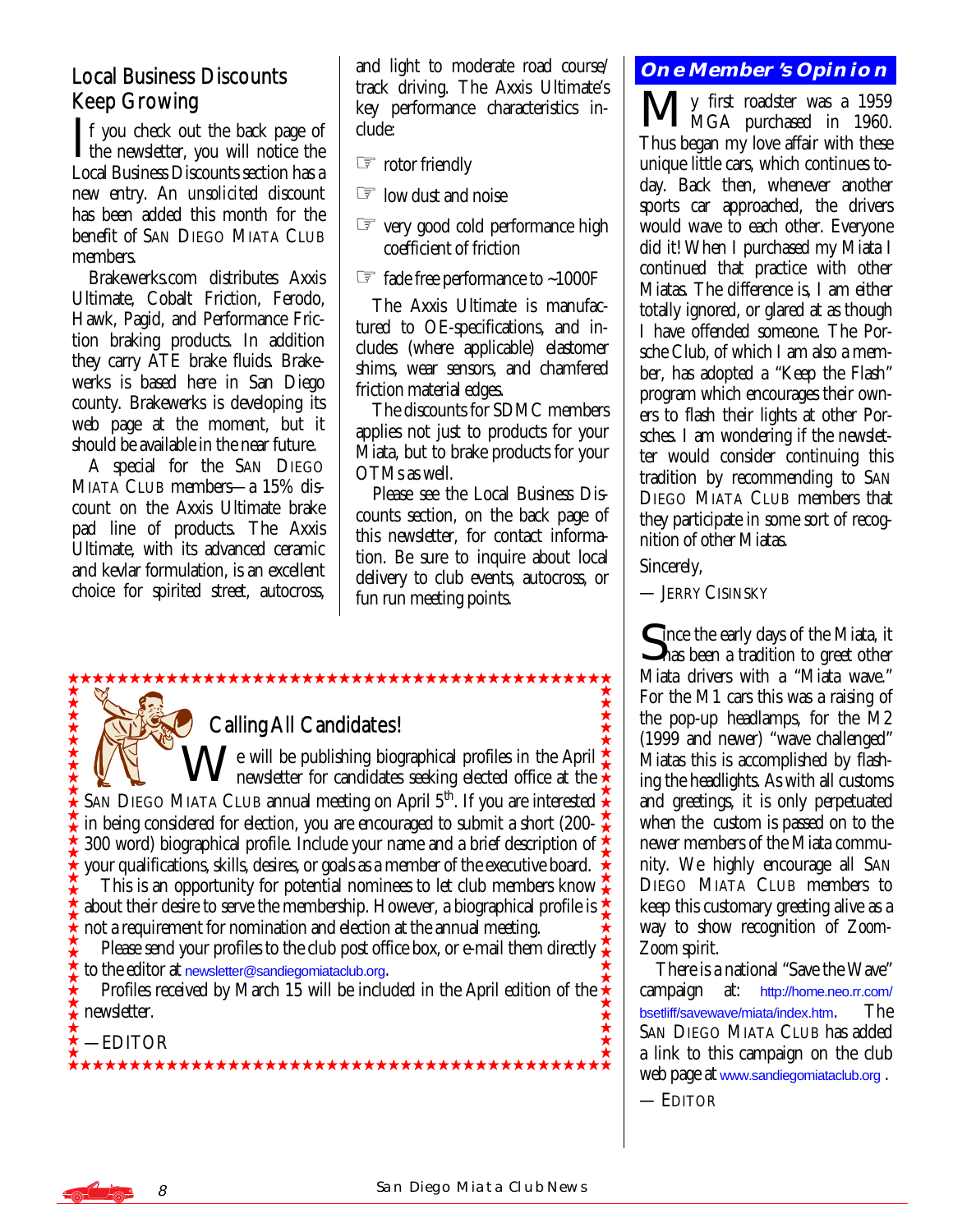## Local Business Discounts Keep Growing

If you check out the back page of the newsletter, you will notice the Local Business Discounts section has a new entry. An *unsolicited* discount has been added this month for the benefit of SAN DIEGO MIATA CLUB members.

Brakewerks.com distributes Axxis Ultimate, Cobalt Friction, Ferodo, Hawk, Pagid, and Performance Friction braking products. In addition they carry ATE brake fluids. Brakewerks is based here in San Diego county. Brakewerks is developing its web page at the moment, but it should be available in the near future.

A special for the SAN DIEGO MIATA CLUB members—a 15% discount on the Axxis Ultimate brake pad line of products. The Axxis Ultimate, with its advanced ceramic and kevlar formulation, is an excellent choice for spirited street, autocross, and light to moderate road course/track driving. The Axxis Ultimate's key performance characteristics include:

- ☞ rotor friendly
- ☞ low dust and noise
- ☞ very good cold performance high coefficient of friction
- ☞ fade free performance to ~1000F

The Axxis Ultimate is manufactured to OE-specifications, and includes (where applicable) elastomer shims, wear sensors, and chamfered friction material edges.

The discounts for SDMC members applies not just to products for your Miata, but to brake products for your OTMs as well.

Please see the Local Business Discounts section, on the back page of this newsletter, for contact information. Be sure to inquire about local delivery to club events, autocross, or fun run meeting points.

## Calling All Candidates!

We will be publishing biographical profiles in the April newsletter for candidates seeking elected office at the SAN DIEGO MIATA CLUB annual meeting on April 5th. If you are interested in being considered for election, you are encouraged to submit a short (200-300 word) biographical profile. Include your name and a brief description of your qualifications, skills, desires, or goals as a member of the executive board.

This is an opportunity for potential nominees to let club members know about their desire to serve the membership. However, a biographical profile is not a requirement for nomination and election at the annual meeting.

Please send your profiles to the club post office box, or e-mail them directly to the editor at newsletter@sandiegomiataclub.org.

Profiles received by March 15 will be included in the April edition of the newsletter.

—EDITOR

## One Member's Opinion

My first roadster was a 1959 MGA purchased in 1960. Thus began my love affair with these unique little cars, which continues today. Back then, whenever another sports car approached, the drivers would wave to each other. Everyone did it! When I purchased my Miata I continued that practice with other Miatas. The difference is, I am either totally ignored, or glared at as though I have offended someone. The Porsche Club, of which I am also a member, has adopted a "Keep the Flash" program which encourages their owners to flash their lights at other Porsches. I am wondering if the newsletter would consider continuing this tradition by recommending to SAN DIEGO MIATA CLUB members that they participate in some sort of recognition of other Miatas.

Sincerely,

— JERRY CISINSKY

Since the early days of the Miata, it has been a tradition to greet other Miata drivers with a "Miata wave." For the M1 cars this was a raising of the pop-up headlamps, for the M2 (1999 and newer) "wave challenged" Miatas this is accomplished by flashing the headlights. As with all customs and greetings, it is only perpetuated when the custom is passed on to the newer members of the Miata community. We highly encourage all SAN DIEGO MIATA CLUB members to keep this customary greeting alive as a way to show recognition of Zoom-Zoom spirit.

There is a national "Save the Wave" campaign at: http://home.neo.rr.com/bsetliff/savewave/miata/index.htm. The SAN DIEGO MIATA CLUB has added a link to this campaign on the club web page at www.sandiegomiataclub.org .

— EDITOR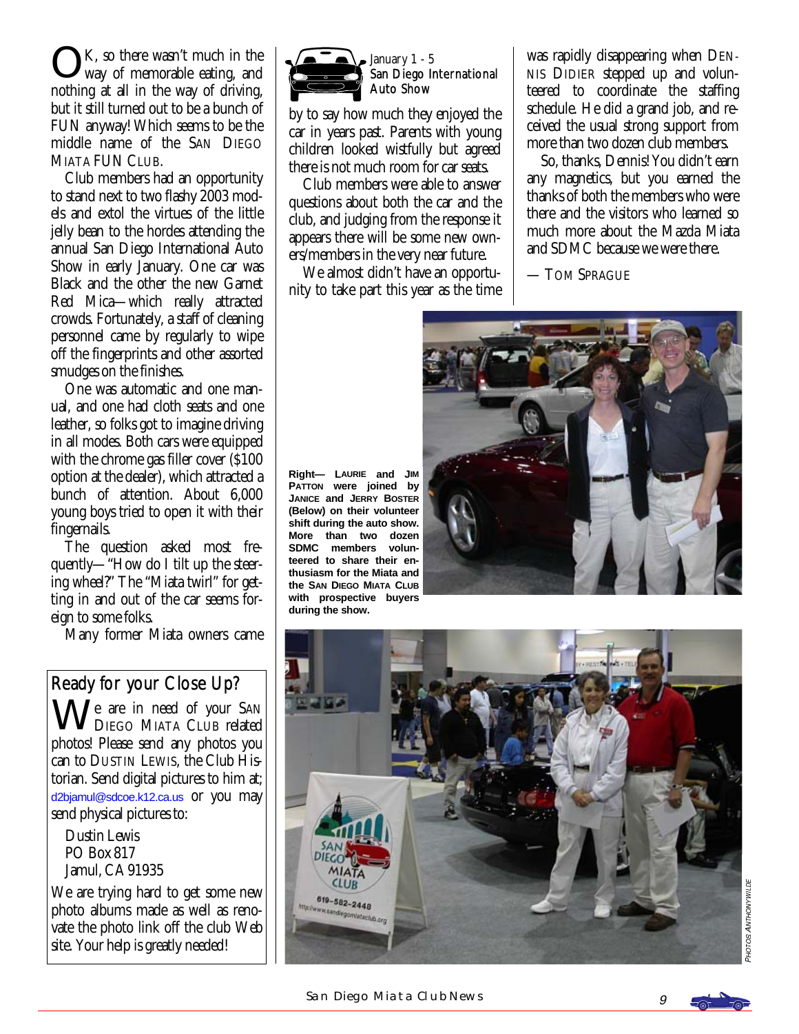OK, so there wasn't much in the way of memorable eating, and nothing at all in the way of driving, but it still turned out to be a bunch of FUN anyway! Which seems to be the middle name of the SAN DIEGO MIATA FUN CLUB.

Club members had an opportunity to stand next to two flashy 2003 models and extol the virtues of the little jelly bean to the hordes attending the annual San Diego International Auto Show in early January. One car was Black and the other the new Garnet Red Mica—which really attracted crowds. Fortunately, a staff of cleaning personnel came by regularly to wipe off the fingerprints and other assorted smudges on the finishes.

One was automatic and one manual, and one had cloth seats and one leather, so folks got to imagine driving in all modes. Both cars were equipped with the chrome gas filler cover ($100 option at the dealer), which attracted a bunch of attention. About 6,000 young boys tried to open it with their fingernails.

The question asked most frequently—"How do I tilt up the steering wheel?" The "Miata twirl" for getting in and out of the car seems foreign to some folks.

Many former Miata owners came

## January 1 - 5 San Diego International Auto Show

by to say how much they enjoyed the car in years past. Parents with young children looked wistfully but agreed there is not much room for car seats.

Club members were able to answer questions about both the car and the club, and judging from the response it appears there will be some new owners/members in the very near future.

We almost didn't have an opportunity to take part this year as the time was rapidly disappearing when DENNIS DIDIER stepped up and volunteered to coordinate the staffing schedule. He did a grand job, and received the usual strong support from more than two dozen club members.

So, thanks, Dennis! You didn't earn any magnetics, but you earned the thanks of both the members who were there and the visitors who learned so much more about the Mazda Miata and SDMC because we were there.

— TOM SPRAGUE

**Right— LAURIE and JIM PATTON were joined by JANICE and JERRY BOSTER (Below) on their volunteer shift during the auto show. More than two dozen SDMC members volunteered to share their enthusiasm for the Miata and the SAN DIEGO MIATA CLUB with prospective buyers during the show.**

*PHOTOS ANTHONY WILDE*

## Ready for your Close Up?

We are in need of your SAN DIEGO MIATA CLUB related photos! Please send any photos you can to DUSTIN LEWIS, the Club Historian. Send digital pictures to him at; d2bjamul@sdcoe.k12.ca.us or you may send physical pictures to:

Dustin Lewis
PO Box 817
Jamul, CA 91935

We are trying hard to get some new photo albums made as well as renovate the photo link off the club Web site. Your help is greatly needed!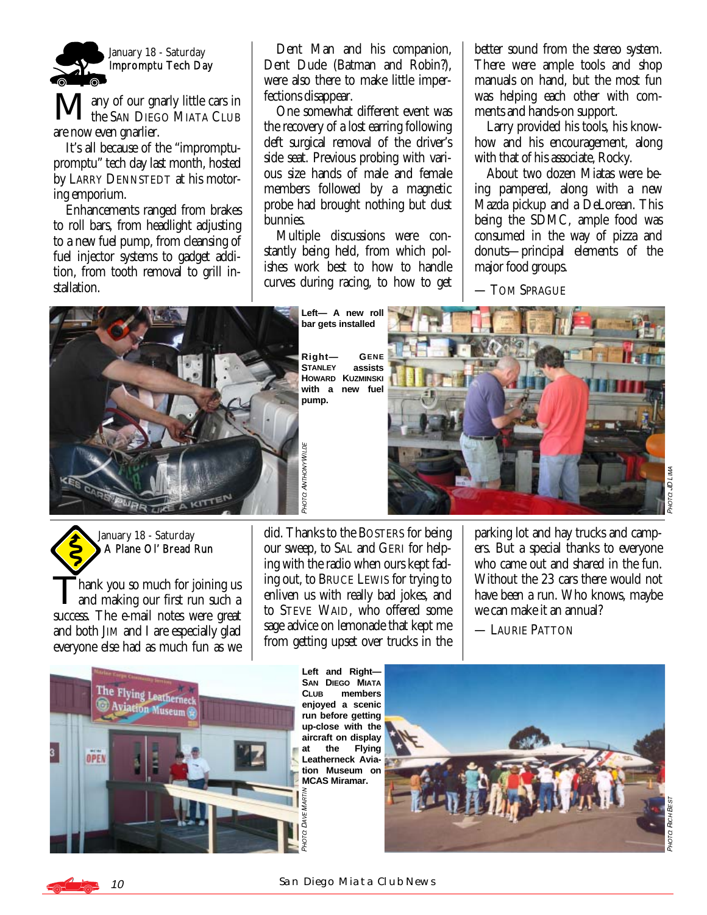## January 18 - Saturday
### Impromptu Tech Day

Many of our gnarly little cars in the SAN DIEGO MIATA CLUB are now even gnarlier.

It's all because of the "impromptu-promptu" tech day last month, hosted by LARRY DENNSTEDT at his motoring emporium.

Enhancements ranged from brakes to roll bars, from headlight adjusting to a new fuel pump, from cleansing of fuel injector systems to gadget addition, from tooth removal to grill installation.

Dent Man and his companion, Dent Dude (Batman and Robin?), were also there to make little imperfections disappear.

One somewhat different event was the recovery of a lost earring following deft surgical removal of the driver's side seat. Previous probing with various size hands of male and female members followed by a magnetic probe had brought nothing but dust bunnies.

Multiple discussions were constantly being held, from which polishes work best to how to handle curves during racing, to how to get better sound from the stereo system. There were ample tools and shop manuals on hand, but the most fun was helping each other with comments and hands-on support.

Larry provided his tools, his know-how and his encouragement, along with that of his associate, Rocky.

About two dozen Miatas were being pampered, along with a new Mazda pickup and a DeLorean. This being the SDMC, ample food was consumed in the way of pizza and donuts—principal elements of the major food groups.

— TOM SPRAGUE

**Left— A new roll bar gets installed**

**Right— GENE STANLEY assists HOWARD KUZMINSKI with a new fuel pump.**

*PHOTO: ANTHONY WILDE*

*PHOTO: JD LIMA*

## January 18 - Saturday
### A Plane Ol' Bread Run

Thank you so much for joining us and making our first run such a success. The e-mail notes were great and both JIM and I are especially glad everyone else had as much fun as we did. Thanks to the BOSTERS for being our sweep, to SAL and GERI for helping with the radio when ours kept fading out, to BRUCE LEWIS for trying to enliven us with really bad jokes, and to STEVE WAID, who offered some sage advice on lemonade that kept me from getting upset over trucks in the parking lot and hay trucks and campers. But a special thanks to everyone who came out and shared in the fun. Without the 23 cars there would not have been a run. Who knows, maybe we can make it an annual?

— LAURIE PATTON

**Left and Right— SAN DIEGO MIATA CLUB members enjoyed a scenic run before getting up-close with the aircraft on display at the Flying Leatherneck Aviation Museum on MCAS Miramar.**

*PHOTO: DAVE MARTIN*

*PHOTO: RICH BEST*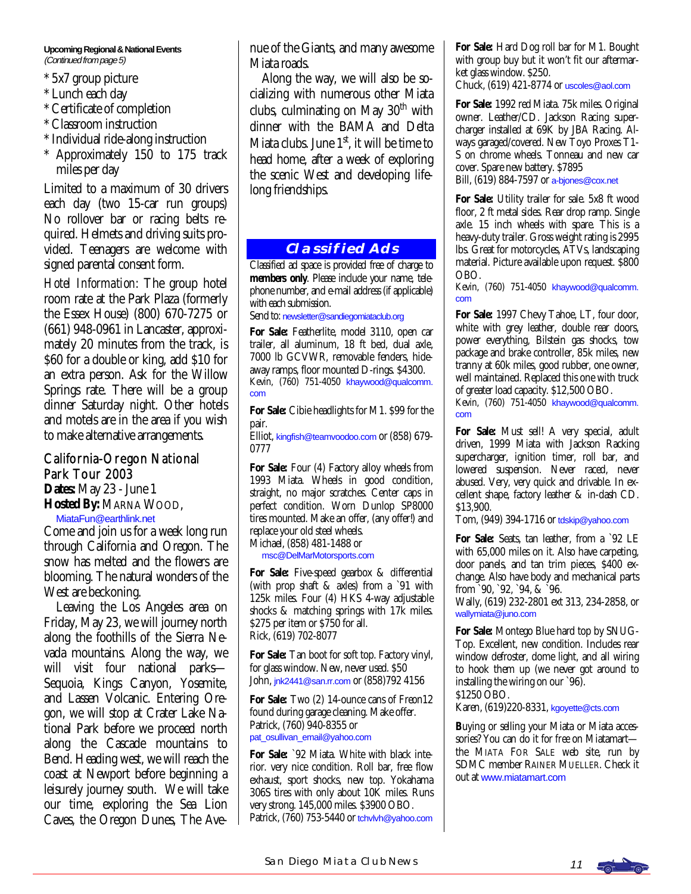**Upcoming Regional & National Events**
*(Continued from page 5)*

- 5x7 group picture
- Lunch each day
- Certificate of completion
- Classroom instruction
- Individual ride-along instruction
- Approximately 150 to 175 track miles per day

Limited to a maximum of 30 drivers each day (two 15-car run groups) No rollover bar or racing belts required. Helmets and driving suits provided. Teenagers are welcome with signed parental consent form.

*Hotel Information*: The group hotel room rate at the Park Plaza (formerly the Essex House) (800) 670-7275 or (661) 948-0961 in Lancaster, approximately 20 minutes from the track, is $60 for a double or king, add $10 for an extra person. Ask for the Willow Springs rate. There will be a group dinner Saturday night. Other hotels and motels are in the area if you wish to make alternative arrangements.

### California-Oregon National Park Tour 2003

**Dates:** May 23 - June 1
**Hosted By:** MARNA WOOD, MiataFun@earthlink.net

Come and join us for a week long run through California and Oregon. The snow has melted and the flowers are blooming. The natural wonders of the West are beckoning.

Leaving the Los Angeles area on Friday, May 23, we will journey north along the foothills of the Sierra Nevada mountains. Along the way, we will visit four national parks—Sequoia, Kings Canyon, Yosemite, and Lassen Volcanic. Entering Oregon, we will stop at Crater Lake National Park before we proceed north along the Cascade mountains to Bend. Heading west, we will reach the coast at Newport before beginning a leisurely journey south. We will take our time, exploring the Sea Lion Caves, the Oregon Dunes, The Avenue of the Giants, and many awesome Miata roads.

Along the way, we will also be socializing with numerous other Miata clubs, culminating on May 30th with dinner with the BAMA and Delta Miata clubs. June 1st, it will be time to head home, after a week of exploring the scenic West and developing lifelong friendships.

## Classified Ads

Classified ad space is provided free of charge to **members only**. Please include your name, telephone number, and e-mail address (if applicable) with each submission.
Send to: newsletter@sandiegomiataclub.org

**For Sale:** Featherlite, model 3110, open car trailer, all aluminum, 18 ft bed, dual axle, 7000 lb GCVWR, removable fenders, hide-away ramps, floor mounted D-rings. $4300.
Kevin, (760) 751-4050 khaywood@qualcomm.com

**For Sale:** Cibie headlights for M1. $99 for the pair.
Elliot, kingfish@teamvoodoo.com or (858) 679-0777

**For Sale:** Four (4) Factory alloy wheels from 1993 Miata. Wheels in good condition, straight, no major scratches. Center caps in perfect condition. Worn Dunlop SP8000 tires mounted. Make an offer, (any offer!) and replace your old steel wheels.
Michael, (858) 481-1488 or msc@DelMarMotorsports.com

**For Sale:** Five-speed gearbox & differential (with prop shaft & axles) from a `91 with 125k miles. Four (4) HKS 4-way adjustable shocks & matching springs with 17k miles. $275 per item or $750 for all.
Rick, (619) 702-8077

**For Sale:** Tan boot for soft top. Factory vinyl, for glass window. New, never used. $50
John, jnk2441@san.rr.com or (858)792 4156

**For Sale:** Two (2) 14-ounce cans of Freon12 found during garage cleaning. Make offer.
Patrick, (760) 940-8355 or pat_osullivan_email@yahoo.com

**For Sale:** `92 Miata. White with black interior. very nice condition. Roll bar, free flow exhaust, sport shocks, new top. Yokahama 306S tires with only about 10K miles. Runs very strong. 145,000 miles. $3900 OBO.
Patrick, (760) 753-5440 or tchvlvh@yahoo.com

**For Sale:** Hard Dog roll bar for M1. Bought with group buy but it won't fit our aftermarket glass window. $250.
Chuck, (619) 421-8774 or uscoles@aol.com

**For Sale:** 1992 red Miata. 75k miles. Original owner. Leather/CD. Jackson Racing supercharger installed at 69K by JBA Racing. Always garaged/covered. New Toyo Proxes T1-S on chrome wheels. Tonneau and new car cover. Spare new battery. $7895
Bill, (619) 884-7597 or a-bjones@cox.net

**For Sale:** Utility trailer for sale. 5x8 ft wood floor, 2 ft metal sides. Rear drop ramp. Single axle. 15 inch wheels with spare. This is a heavy-duty trailer. Gross weight rating is 2995 lbs. Great for motorcycles, ATVs, landscaping material. Picture available upon request. $800 OBO.
Kevin, (760) 751-4050 khaywood@qualcomm.com

**For Sale:** 1997 Chevy Tahoe, LT, four door, white with grey leather, double rear doors, power everything, Bilstein gas shocks, tow package and brake controller, 85k miles, new tranny at 60k miles, good rubber, one owner, well maintained. Replaced this one with truck of greater load capacity. $12,500 OBO.
Kevin, (760) 751-4050 khaywood@qualcomm.com

**For Sale:** Must sell! A very special, adult driven, 1999 Miata with Jackson Racking supercharger, ignition timer, roll bar, and lowered suspension. Never raced, never abused. Very, very quick and drivable. In excellent shape, factory leather & in-dash CD. $13,900.
Tom, (949) 394-1716 or tdskip@yahoo.com

**For Sale:** Seats, tan leather, from a `92 LE with 65,000 miles on it. Also have carpeting, door panels, and tan trim pieces, $400 exchange. Also have body and mechanical parts from `90, `92, `94, & `96.
Wally, (619) 232-2801 ext 313, 234-2858, or wallymiata@juno.com

**For Sale:** Montego Blue hard top by SNUG-Top. Excellent, new condition. Includes rear window defroster, dome light, and all wiring to hook them up (we never got around to installing the wiring on our `96).
$1250 OBO.
Karen, (619)220-8331, kgoyette@cts.com

**B**uying or selling your Miata or Miata accessories? You can do it for free on Miatamart—the MIATA FOR SALE web site, run by SDMC member RAINER MUELLER. Check it out at www.miatamart.com